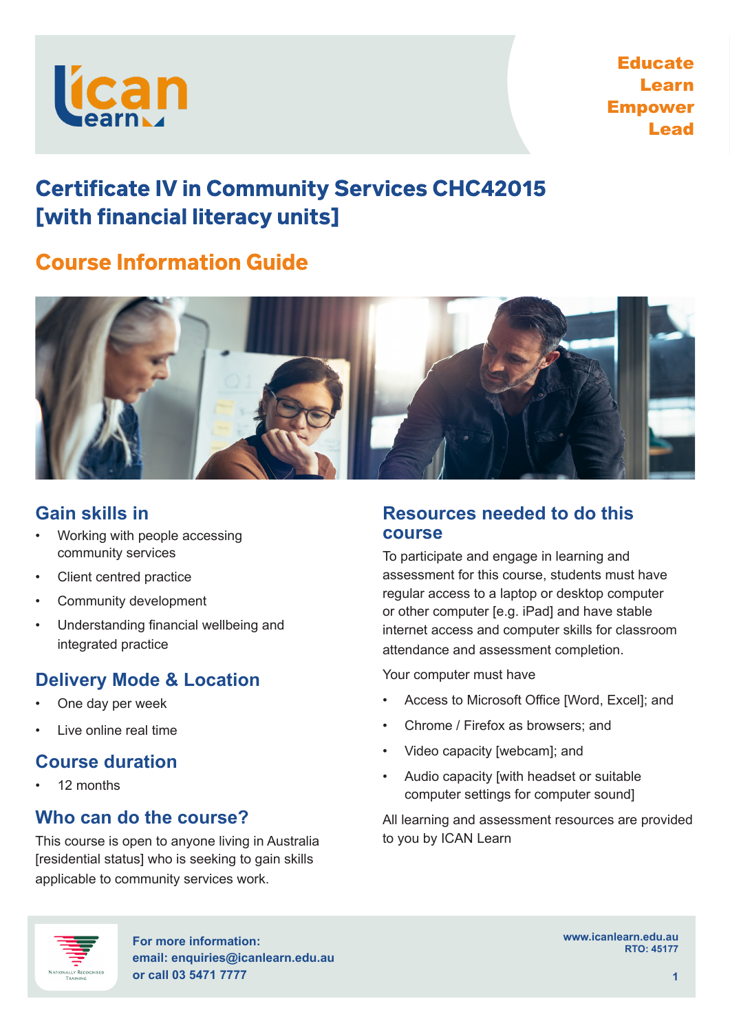Educate
Learn
Empower
Lead

# Certificate IV in Community Services CHC42015 [with financial literacy units]

## Course Information Guide

### Gain skills in

- Working with people accessing community services
- Client centred practice
- Community development
- Understanding financial wellbeing and integrated practice

### Delivery Mode & Location

- One day per week
- Live online real time

### Course duration

- 12 months

### Who can do the course?

This course is open to anyone living in Australia [residential status] who is seeking to gain skills applicable to community services work.

### Resources needed to do this course

To participate and engage in learning and assessment for this course, students must have regular access to a laptop or desktop computer or other computer [e.g. iPad] and have stable internet access and computer skills for classroom attendance and assessment completion.

Your computer must have

- Access to Microsoft Office [Word, Excel]; and
- Chrome / Firefox as browsers; and
- Video capacity [webcam]; and
- Audio capacity [with headset or suitable computer settings for computer sound]

All learning and assessment resources are provided to you by ICAN Learn

**For more information:**
**email: enquiries@icanlearn.edu.au**
**or call 03 5471 7777**

www.icanlearn.edu.au
RTO: 45177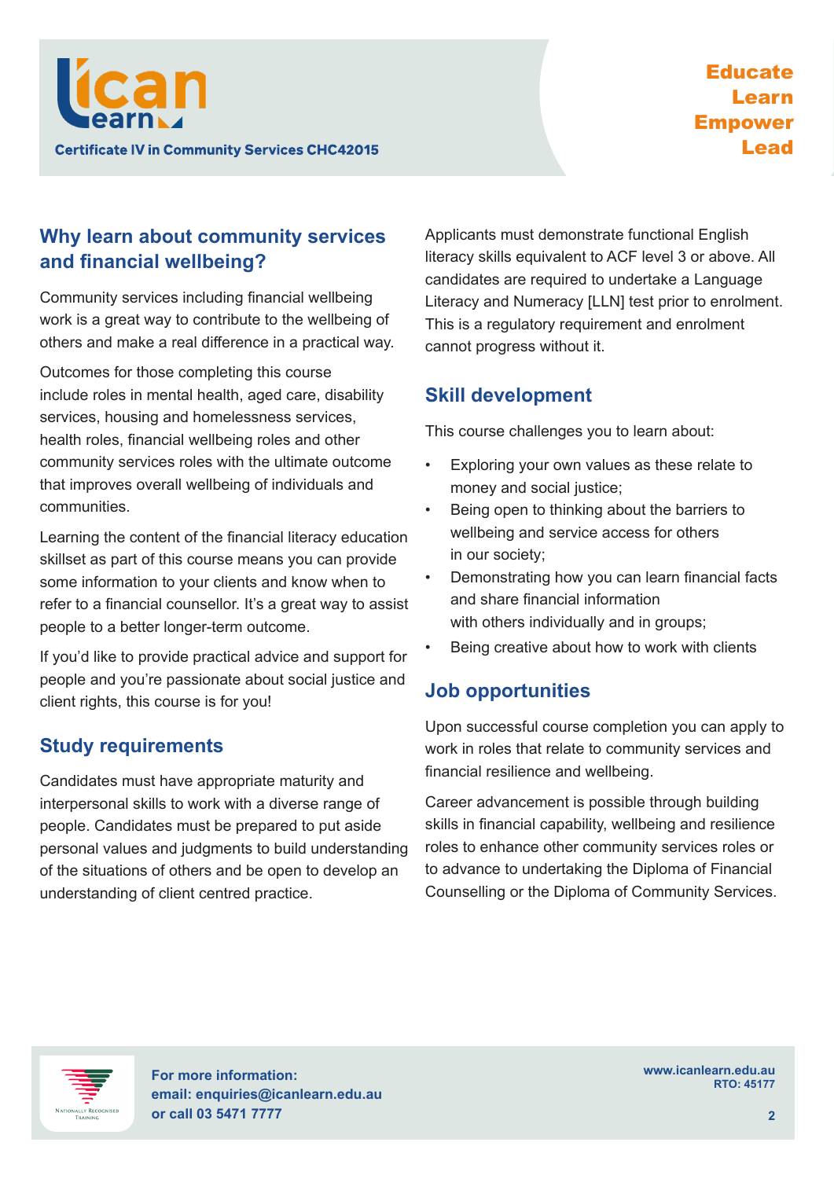## Why learn about community services and financial wellbeing?

Community services including financial wellbeing work is a great way to contribute to the wellbeing of others and make a real difference in a practical way.

Outcomes for those completing this course include roles in mental health, aged care, disability services, housing and homelessness services, health roles, financial wellbeing roles and other community services roles with the ultimate outcome that improves overall wellbeing of individuals and communities.

Learning the content of the financial literacy education skillset as part of this course means you can provide some information to your clients and know when to refer to a financial counsellor. It's a great way to assist people to a better longer-term outcome.

If you'd like to provide practical advice and support for people and you're passionate about social justice and client rights, this course is for you!

## Study requirements

Candidates must have appropriate maturity and interpersonal skills to work with a diverse range of people. Candidates must be prepared to put aside personal values and judgments to build understanding of the situations of others and be open to develop an understanding of client centred practice.

Applicants must demonstrate functional English literacy skills equivalent to ACF level 3 or above. All candidates are required to undertake a Language Literacy and Numeracy [LLN] test prior to enrolment. This is a regulatory requirement and enrolment cannot progress without it.

## Skill development

This course challenges you to learn about:

- Exploring your own values as these relate to money and social justice;
- Being open to thinking about the barriers to wellbeing and service access for others in our society;
- Demonstrating how you can learn financial facts and share financial information with others individually and in groups;
- Being creative about how to work with clients

## Job opportunities

Upon successful course completion you can apply to work in roles that relate to community services and financial resilience and wellbeing.

Career advancement is possible through building skills in financial capability, wellbeing and resilience roles to enhance other community services roles or to advance to undertaking the Diploma of Financial Counselling or the Diploma of Community Services.

**For more information:**
**email: enquiries@icanlearn.edu.au**
**or call 03 5471 7777**

**www.icanlearn.edu.au**
**RTO: 45177**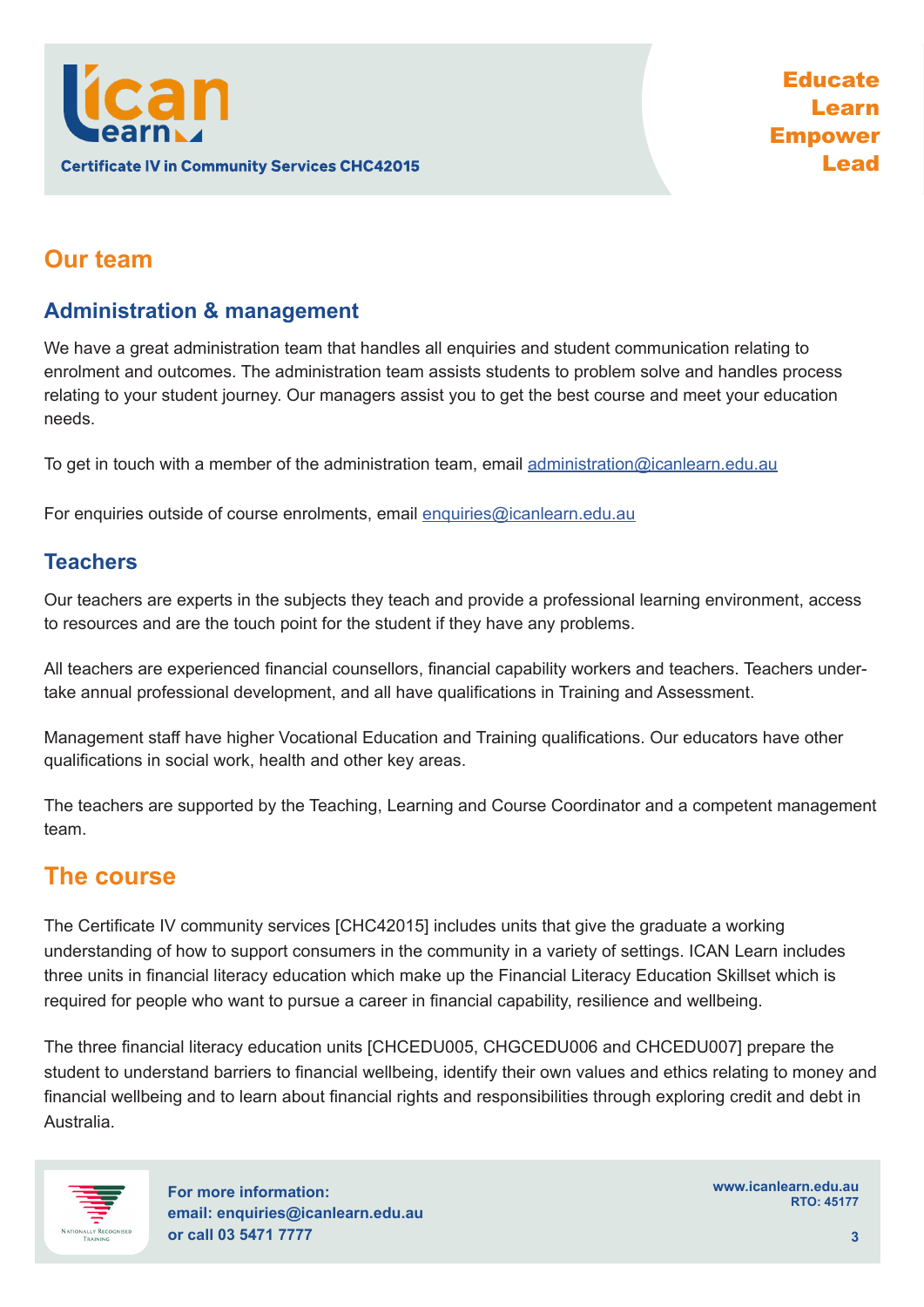## Our team

### Administration & management

We have a great administration team that handles all enquiries and student communication relating to enrolment and outcomes. The administration team assists students to problem solve and handles process relating to your student journey. Our managers assist you to get the best course and meet your education needs.

To get in touch with a member of the administration team, email administration@icanlearn.edu.au

For enquiries outside of course enrolments, email enquiries@icanlearn.edu.au

### Teachers

Our teachers are experts in the subjects they teach and provide a professional learning environment, access to resources and are the touch point for the student if they have any problems.

All teachers are experienced financial counsellors, financial capability workers and teachers. Teachers undertake annual professional development, and all have qualifications in Training and Assessment.

Management staff have higher Vocational Education and Training qualifications. Our educators have other qualifications in social work, health and other key areas.

The teachers are supported by the Teaching, Learning and Course Coordinator and a competent management team.

## The course

The Certificate IV community services [CHC42015] includes units that give the graduate a working understanding of how to support consumers in the community in a variety of settings. ICAN Learn includes three units in financial literacy education which make up the Financial Literacy Education Skillset which is required for people who want to pursue a career in financial capability, resilience and wellbeing.

The three financial literacy education units [CHCEDU005, CHGCEDU006 and CHCEDU007] prepare the student to understand barriers to financial wellbeing, identify their own values and ethics relating to money and financial wellbeing and to learn about financial rights and responsibilities through exploring credit and debt in Australia.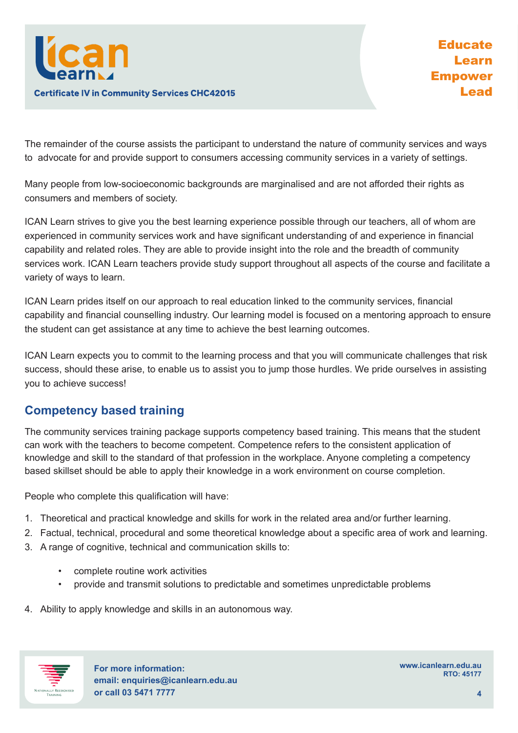The remainder of the course assists the participant to understand the nature of community services and ways to advocate for and provide support to consumers accessing community services in a variety of settings.

Many people from low-socioeconomic backgrounds are marginalised and are not afforded their rights as consumers and members of society.

ICAN Learn strives to give you the best learning experience possible through our teachers, all of whom are experienced in community services work and have significant understanding of and experience in financial capability and related roles. They are able to provide insight into the role and the breadth of community services work. ICAN Learn teachers provide study support throughout all aspects of the course and facilitate a variety of ways to learn.

ICAN Learn prides itself on our approach to real education linked to the community services, financial capability and financial counselling industry. Our learning model is focused on a mentoring approach to ensure the student can get assistance at any time to achieve the best learning outcomes.

ICAN Learn expects you to commit to the learning process and that you will communicate challenges that risk success, should these arise, to enable us to assist you to jump those hurdles. We pride ourselves in assisting you to achieve success!

## Competency based training

The community services training package supports competency based training. This means that the student can work with the teachers to become competent. Competence refers to the consistent application of knowledge and skill to the standard of that profession in the workplace. Anyone completing a competency based skillset should be able to apply their knowledge in a work environment on course completion.

People who complete this qualification will have:

1. Theoretical and practical knowledge and skills for work in the related area and/or further learning.
2. Factual, technical, procedural and some theoretical knowledge about a specific area of work and learning.
3. A range of cognitive, technical and communication skills to:
    - complete routine work activities
    - provide and transmit solutions to predictable and sometimes unpredictable problems
4. Ability to apply knowledge and skills in an autonomous way.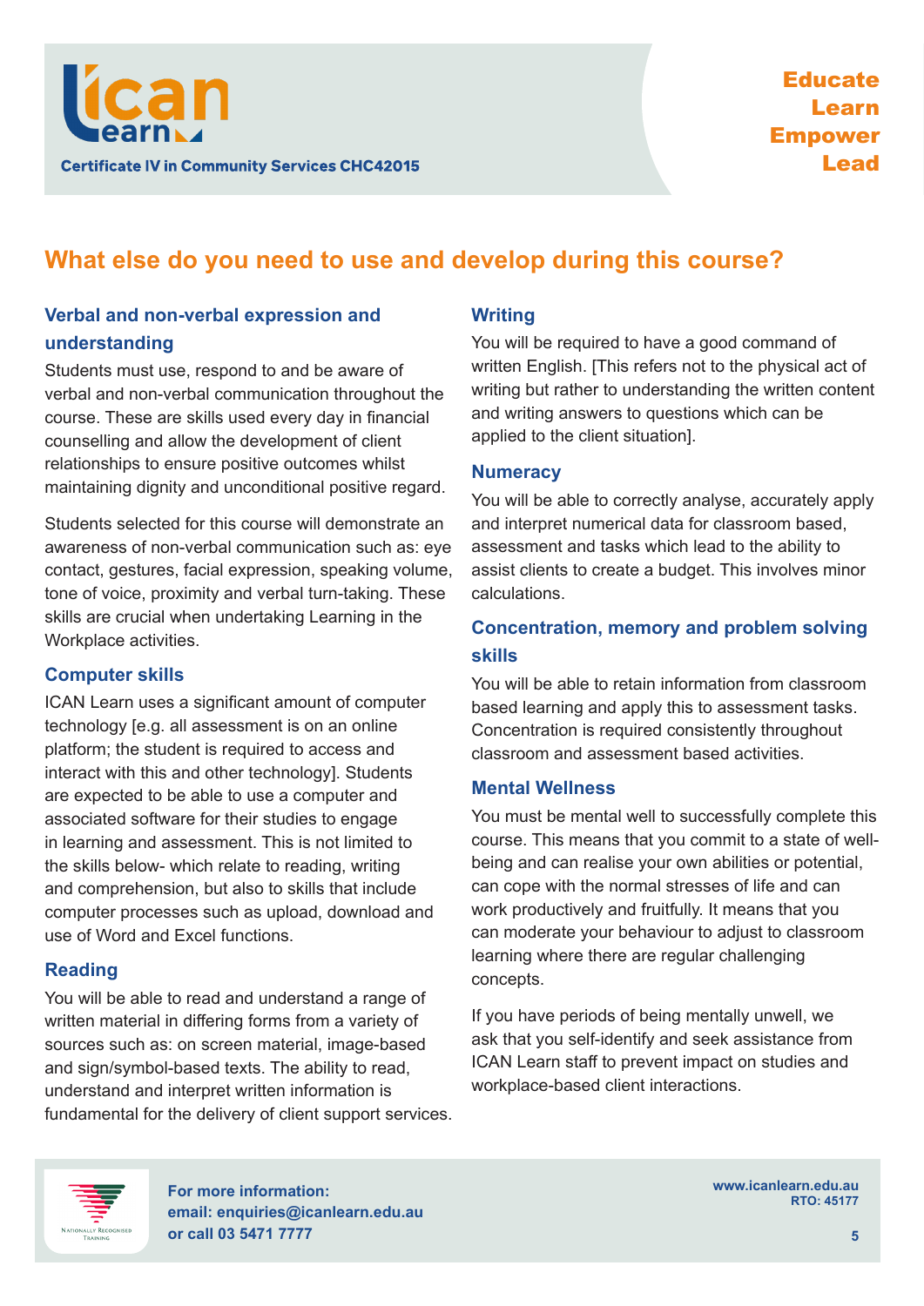## What else do you need to use and develop during this course?

### Verbal and non-verbal expression and understanding

Students must use, respond to and be aware of verbal and non-verbal communication throughout the course. These are skills used every day in financial counselling and allow the development of client relationships to ensure positive outcomes whilst maintaining dignity and unconditional positive regard.

Students selected for this course will demonstrate an awareness of non-verbal communication such as: eye contact, gestures, facial expression, speaking volume, tone of voice, proximity and verbal turn-taking. These skills are crucial when undertaking Learning in the Workplace activities.

### Computer skills

ICAN Learn uses a significant amount of computer technology [e.g. all assessment is on an online platform; the student is required to access and interact with this and other technology]. Students are expected to be able to use a computer and associated software for their studies to engage in learning and assessment. This is not limited to the skills below- which relate to reading, writing and comprehension, but also to skills that include computer processes such as upload, download and use of Word and Excel functions.

### Reading

You will be able to read and understand a range of written material in differing forms from a variety of sources such as: on screen material, image-based and sign/symbol-based texts. The ability to read, understand and interpret written information is fundamental for the delivery of client support services.

### Writing

You will be required to have a good command of written English. [This refers not to the physical act of writing but rather to understanding the written content and writing answers to questions which can be applied to the client situation].

### Numeracy

You will be able to correctly analyse, accurately apply and interpret numerical data for classroom based, assessment and tasks which lead to the ability to assist clients to create a budget. This involves minor calculations.

### Concentration, memory and problem solving skills

You will be able to retain information from classroom based learning and apply this to assessment tasks. Concentration is required consistently throughout classroom and assessment based activities.

### Mental Wellness

You must be mental well to successfully complete this course. This means that you commit to a state of well-being and can realise your own abilities or potential, can cope with the normal stresses of life and can work productively and fruitfully. It means that you can moderate your behaviour to adjust to classroom learning where there are regular challenging concepts.

If you have periods of being mentally unwell, we ask that you self-identify and seek assistance from ICAN Learn staff to prevent impact on studies and workplace-based client interactions.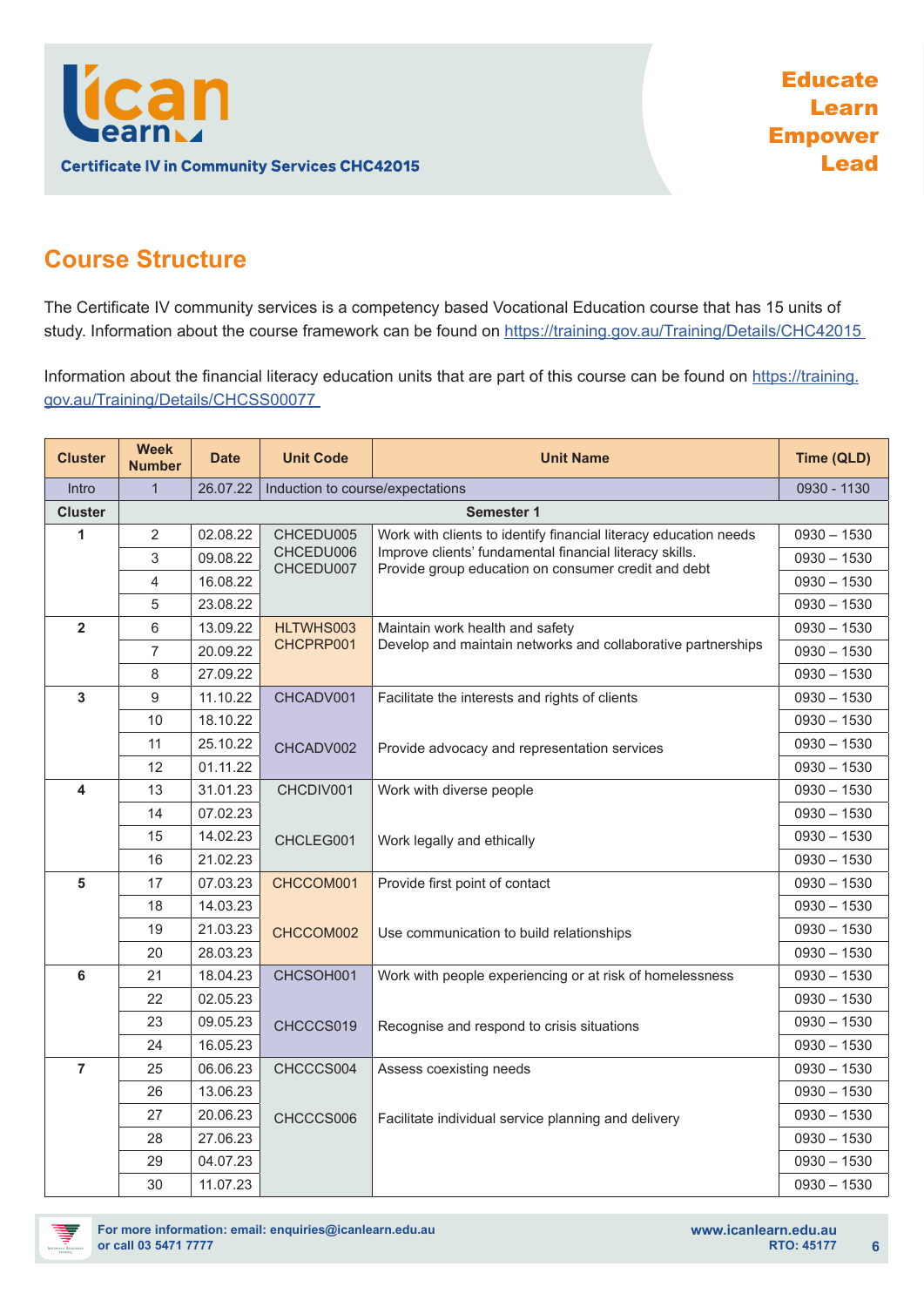## Course Structure

The Certificate IV community services is a competency based Vocational Education course that has 15 units of study. Information about the course framework can be found on https://training.gov.au/Training/Details/CHC42015

Information about the financial literacy education units that are part of this course can be found on https://training.gov.au/Training/Details/CHCSS00077

| Cluster | Week Number | Date | Unit Code | Unit Name | Time (QLD) |
|---|---|---|---|---|---|
| Intro | 1 | 26.07.22 | Induction to course/expectations | | 0930 - 1130 |
| **Cluster** | **Semester 1** | | | | |
| **1** | 2 | 02.08.22 | CHCEDU005 CHCEDU006 CHCEDU007 | Work with clients to identify financial literacy education needs Improve clients' fundamental financial literacy skills. Provide group education on consumer credit and debt | 0930 – 1530 |
| | 3 | 09.08.22 | | | 0930 – 1530 |
| | 4 | 16.08.22 | | | 0930 – 1530 |
| | 5 | 23.08.22 | | | 0930 – 1530 |
| **2** | 6 | 13.09.22 | HLTWHS003 CHCPRP001 | Maintain work health and safety Develop and maintain networks and collaborative partnerships | 0930 – 1530 |
| | 7 | 20.09.22 | | | 0930 – 1530 |
| | 8 | 27.09.22 | | | 0930 – 1530 |
| **3** | 9 | 11.10.22 | CHCADV001 | Facilitate the interests and rights of clients | 0930 – 1530 |
| | 10 | 18.10.22 | | | 0930 – 1530 |
| | 11 | 25.10.22 | CHCADV002 | Provide advocacy and representation services | 0930 – 1530 |
| | 12 | 01.11.22 | | | 0930 – 1530 |
| **4** | 13 | 31.01.23 | CHCDIV001 | Work with diverse people | 0930 – 1530 |
| | 14 | 07.02.23 | | | 0930 – 1530 |
| | 15 | 14.02.23 | CHCLEG001 | Work legally and ethically | 0930 – 1530 |
| | 16 | 21.02.23 | | | 0930 – 1530 |
| **5** | 17 | 07.03.23 | CHCCOM001 | Provide first point of contact | 0930 – 1530 |
| | 18 | 14.03.23 | | | 0930 – 1530 |
| | 19 | 21.03.23 | CHCCOM002 | Use communication to build relationships | 0930 – 1530 |
| | 20 | 28.03.23 | | | 0930 – 1530 |
| **6** | 21 | 18.04.23 | CHCSOH001 | Work with people experiencing or at risk of homelessness | 0930 – 1530 |
| | 22 | 02.05.23 | | | 0930 – 1530 |
| | 23 | 09.05.23 | CHCCCS019 | Recognise and respond to crisis situations | 0930 – 1530 |
| | 24 | 16.05.23 | | | 0930 – 1530 |
| **7** | 25 | 06.06.23 | CHCCCS004 | Assess coexisting needs | 0930 – 1530 |
| | 26 | 13.06.23 | | | 0930 – 1530 |
| | 27 | 20.06.23 | CHCCCS006 | Facilitate individual service planning and delivery | 0930 – 1530 |
| | 28 | 27.06.23 | | | 0930 – 1530 |
| | 29 | 04.07.23 | | | 0930 – 1530 |
| | 30 | 11.07.23 | | | 0930 – 1530 |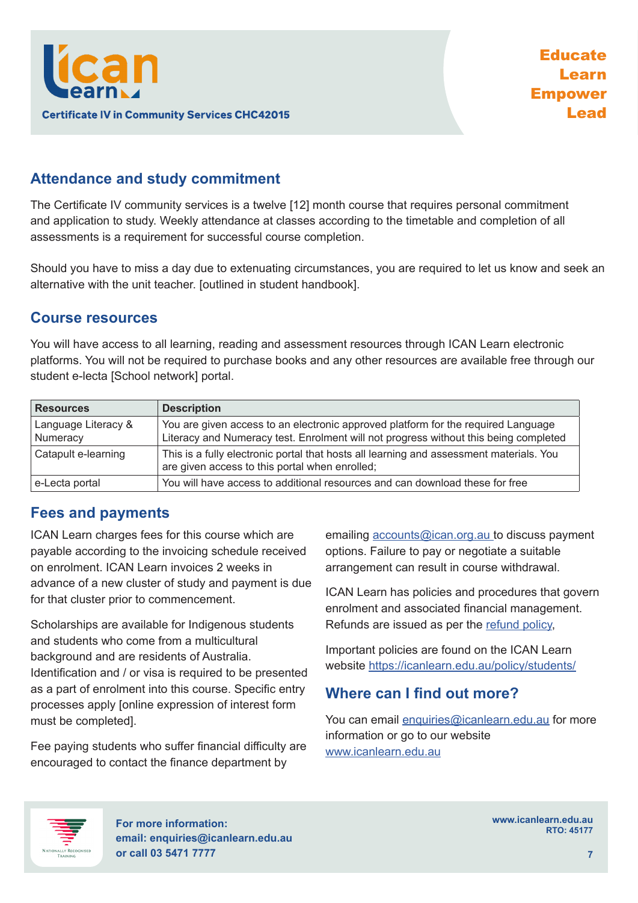## Attendance and study commitment

The Certificate IV community services is a twelve [12] month course that requires personal commitment and application to study. Weekly attendance at classes according to the timetable and completion of all assessments is a requirement for successful course completion.

Should you have to miss a day due to extenuating circumstances, you are required to let us know and seek an alternative with the unit teacher. [outlined in student handbook].

## Course resources

You will have access to all learning, reading and assessment resources through ICAN Learn electronic platforms. You will not be required to purchase books and any other resources are available free through our student e-lecta [School network] portal.

| Resources | Description |
|---|---|
| Language Literacy & Numeracy | You are given access to an electronic approved platform for the required Language Literacy and Numeracy test. Enrolment will not progress without this being completed |
| Catapult e-learning | This is a fully electronic portal that hosts all learning and assessment materials. You are given access to this portal when enrolled; |
| e-Lecta portal | You will have access to additional resources and can download these for free |

## Fees and payments

ICAN Learn charges fees for this course which are payable according to the invoicing schedule received on enrolment. ICAN Learn invoices 2 weeks in advance of a new cluster of study and payment is due for that cluster prior to commencement.

Scholarships are available for Indigenous students and students who come from a multicultural background and are residents of Australia. Identification and / or visa is required to be presented as a part of enrolment into this course. Specific entry processes apply [online expression of interest form must be completed].

Fee paying students who suffer financial difficulty are encouraged to contact the finance department by emailing accounts@ican.org.au to discuss payment options. Failure to pay or negotiate a suitable arrangement can result in course withdrawal.

ICAN Learn has policies and procedures that govern enrolment and associated financial management. Refunds are issued as per the refund policy,

Important policies are found on the ICAN Learn website https://icanlearn.edu.au/policy/students/

## Where can I find out more?

You can email enquiries@icanlearn.edu.au for more information or go to our website www.icanlearn.edu.au